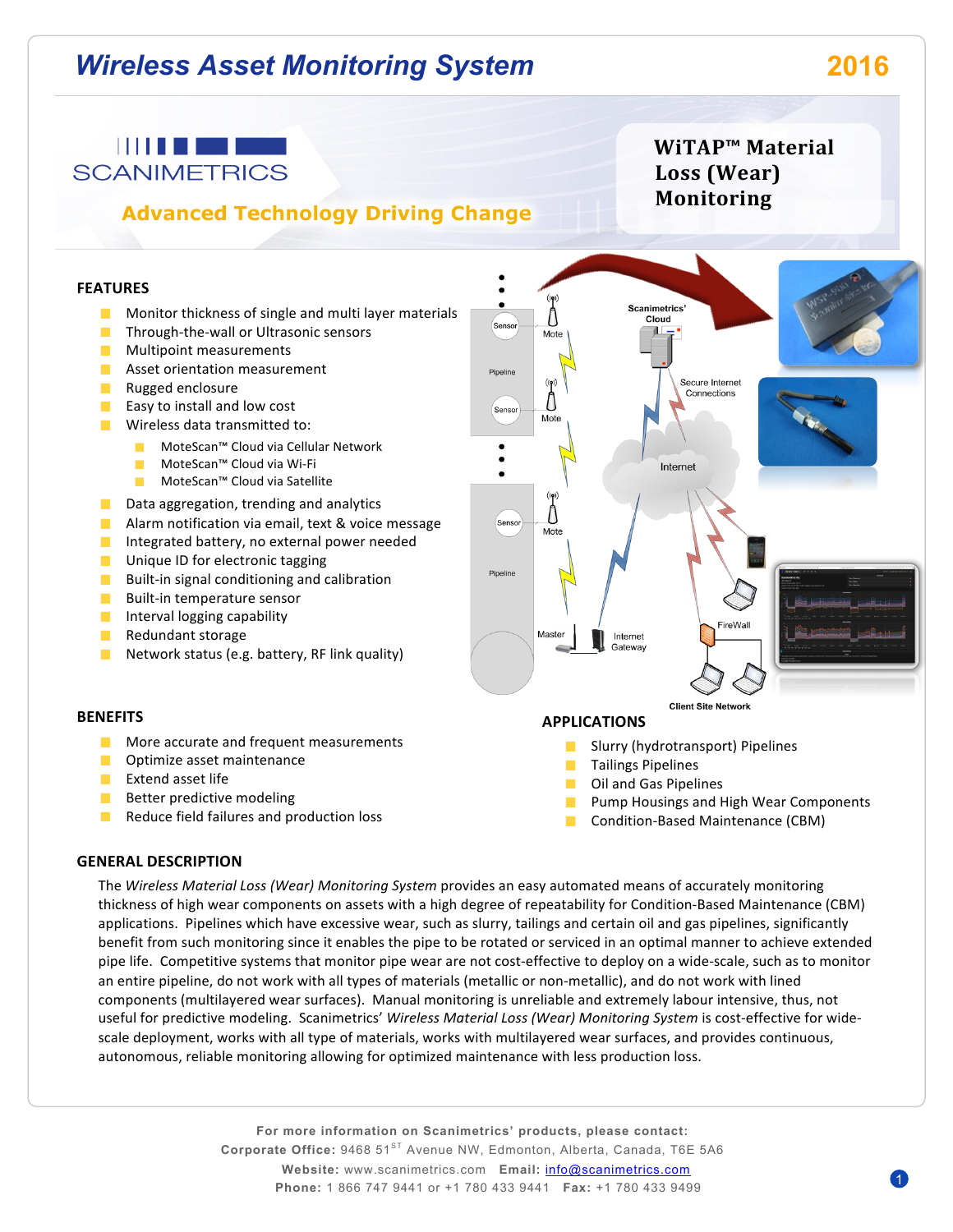# Wireless Asset Monitoring System

**2016**

SCANIMETRICS

**Advanced Technology Driving Change**

## WiTAP™ Material Loss (Wear) Monitoring

### FEATURES

- Monitor thickness of single and multi layer materials
- Through-the-wall or Ultrasonic sensors
- Multipoint measurements
- Asset orientation measurement
- Rugged enclosure
- Easy to install and low cost
- Wireless data transmitted to:
  - MoteScan™ Cloud via Cellular Network
  - MoteScan™ Cloud via Wi-Fi
  - MoteScan™ Cloud via Satellite
- Data aggregation, trending and analytics
- Alarm notification via email, text & voice message
- Integrated battery, no external power needed
- Unique ID for electronic tagging
- Built-in signal conditioning and calibration
- Built-in temperature sensor
- Interval logging capability
- Redundant storage
- Network status (e.g. battery, RF link quality)

### BENEFITS

- More accurate and frequent measurements
- Optimize asset maintenance
- Extend asset life
- Better predictive modeling
- Reduce field failures and production loss

### APPLICATIONS

- Slurry (hydrotransport) Pipelines
- Tailings Pipelines
- Oil and Gas Pipelines
- Pump Housings and High Wear Components
- Condition-Based Maintenance (CBM)

### GENERAL DESCRIPTION

The *Wireless Material Loss (Wear) Monitoring System* provides an easy automated means of accurately monitoring thickness of high wear components on assets with a high degree of repeatability for Condition-Based Maintenance (CBM) applications. Pipelines which have excessive wear, such as slurry, tailings and certain oil and gas pipelines, significantly benefit from such monitoring since it enables the pipe to be rotated or serviced in an optimal manner to achieve extended pipe life. Competitive systems that monitor pipe wear are not cost-effective to deploy on a wide-scale, such as to monitor an entire pipeline, do not work with all types of materials (metallic or non-metallic), and do not work with lined components (multilayered wear surfaces). Manual monitoring is unreliable and extremely labour intensive, thus, not useful for predictive modeling. Scanimetrics' *Wireless Material Loss (Wear) Monitoring System* is cost-effective for wide-scale deployment, works with all type of materials, works with multilayered wear surfaces, and provides continuous, autonomous, reliable monitoring allowing for optimized maintenance with less production loss.

**For more information on Scanimetrics' products, please contact:**
**Corporate Office:** 9468 51[ST] Avenue NW, Edmonton, Alberta, Canada, T6E 5A6
**Website:** www.scanimetrics.com **Email:** info@scanimetrics.com
**Phone:** 1 866 747 9441 or +1 780 433 9441 **Fax:** +1 780 433 9499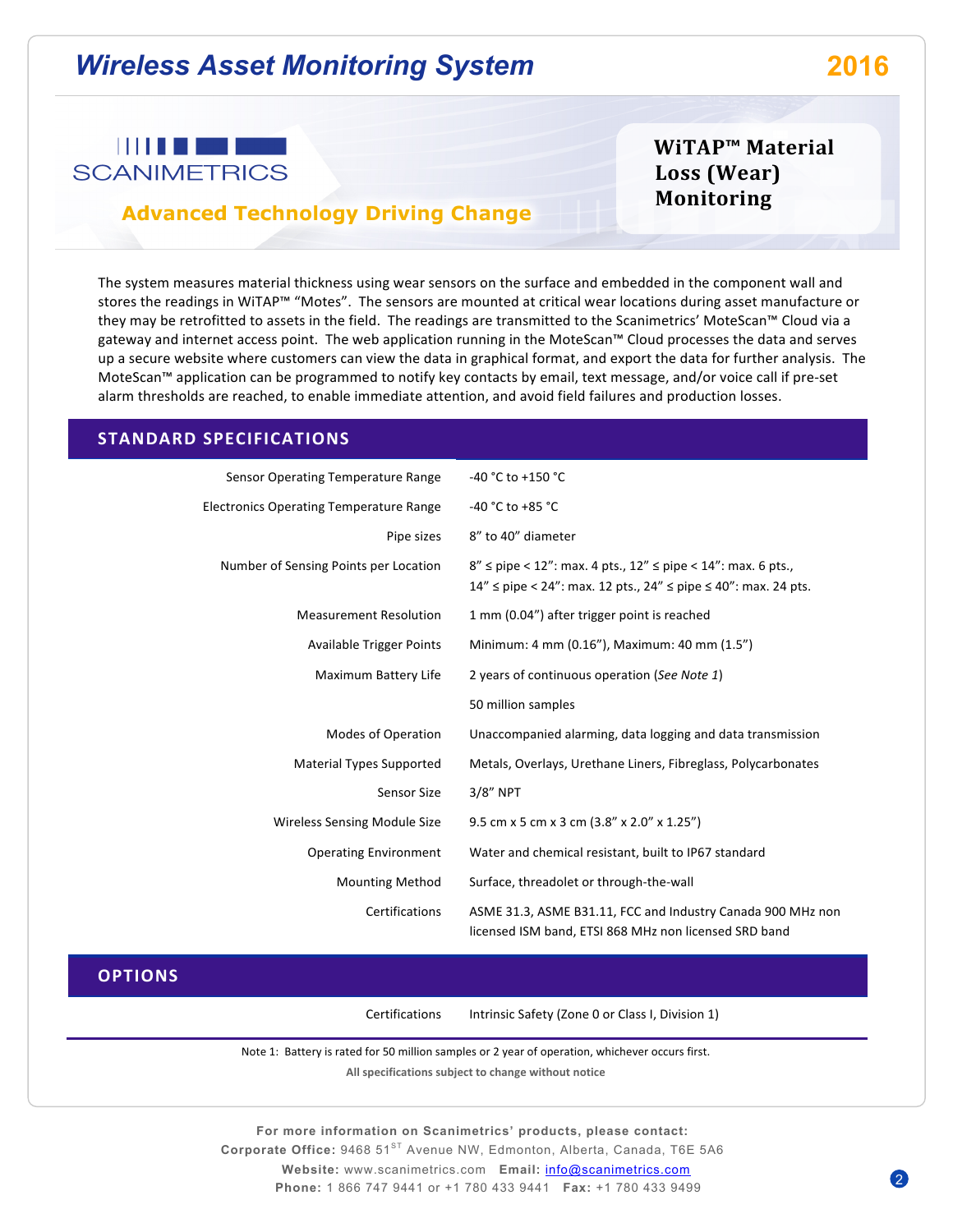# Wireless Asset Monitoring System

**2016**

SCANIMETRICS

**Advanced Technology Driving Change**

## WiTAP™ Material Loss (Wear) Monitoring

The system measures material thickness using wear sensors on the surface and embedded in the component wall and stores the readings in WiTAP™ "Motes". The sensors are mounted at critical wear locations during asset manufacture or they may be retrofitted to assets in the field. The readings are transmitted to the Scanimetrics' MoteScan™ Cloud via a gateway and internet access point. The web application running in the MoteScan™ Cloud processes the data and serves up a secure website where customers can view the data in graphical format, and export the data for further analysis. The MoteScan™ application can be programmed to notify key contacts by email, text message, and/or voice call if pre-set alarm thresholds are reached, to enable immediate attention, and avoid field failures and production losses.

## STANDARD SPECIFICATIONS

| | |
|---|---|
| Sensor Operating Temperature Range | -40 °C to +150 °C |
| Electronics Operating Temperature Range | -40 °C to +85 °C |
| Pipe sizes | 8" to 40" diameter |
| Number of Sensing Points per Location | 8" ≤ pipe < 12": max. 4 pts., 12" ≤ pipe < 14": max. 6 pts., 14" ≤ pipe < 24": max. 12 pts., 24" ≤ pipe ≤ 40": max. 24 pts. |
| Measurement Resolution | 1 mm (0.04") after trigger point is reached |
| Available Trigger Points | Minimum: 4 mm (0.16"), Maximum: 40 mm (1.5") |
| Maximum Battery Life | 2 years of continuous operation (*See Note 1*) |
| | 50 million samples |
| Modes of Operation | Unaccompanied alarming, data logging and data transmission |
| Material Types Supported | Metals, Overlays, Urethane Liners, Fibreglass, Polycarbonates |
| Sensor Size | 3/8" NPT |
| Wireless Sensing Module Size | 9.5 cm x 5 cm x 3 cm (3.8" x 2.0" x 1.25") |
| Operating Environment | Water and chemical resistant, built to IP67 standard |
| Mounting Method | Surface, threadolet or through-the-wall |
| Certifications | ASME 31.3, ASME B31.11, FCC and Industry Canada 900 MHz non licensed ISM band, ETSI 868 MHz non licensed SRD band |

## OPTIONS

| | |
|---|---|
| Certifications | Intrinsic Safety (Zone 0 or Class I, Division 1) |

Note 1: Battery is rated for 50 million samples or 2 year of operation, whichever occurs first.

**All specifications subject to change without notice**

**For more information on Scanimetrics' products, please contact:**
**Corporate Office:** 9468 51[ST] Avenue NW, Edmonton, Alberta, Canada, T6E 5A6
**Website:** www.scanimetrics.com **Email:** info@scanimetrics.com
**Phone:** 1 866 747 9441 or +1 780 433 9441 **Fax:** +1 780 433 9499